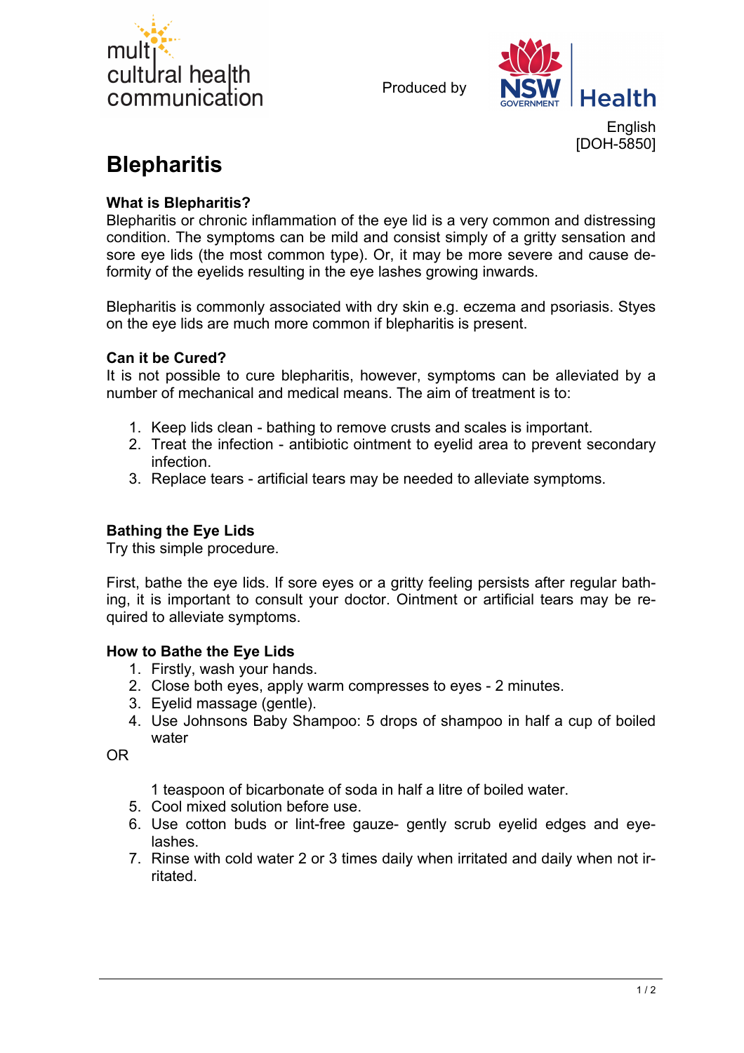multicultural health communication

Produced by NSW GOVERNMENT Health

English
[DOH-5850]

# Blepharitis

### What is Blepharitis?

Blepharitis or chronic inflammation of the eye lid is a very common and distressing condition. The symptoms can be mild and consist simply of a gritty sensation and sore eye lids (the most common type). Or, it may be more severe and cause deformity of the eyelids resulting in the eye lashes growing inwards.

Blepharitis is commonly associated with dry skin e.g. eczema and psoriasis. Styes on the eye lids are much more common if blepharitis is present.

### Can it be Cured?

It is not possible to cure blepharitis, however, symptoms can be alleviated by a number of mechanical and medical means. The aim of treatment is to:

1. Keep lids clean - bathing to remove crusts and scales is important.
2. Treat the infection - antibiotic ointment to eyelid area to prevent secondary infection.
3. Replace tears - artificial tears may be needed to alleviate symptoms.

### Bathing the Eye Lids

Try this simple procedure.

First, bathe the eye lids. If sore eyes or a gritty feeling persists after regular bathing, it is important to consult your doctor. Ointment or artificial tears may be required to alleviate symptoms.

### How to Bathe the Eye Lids

1. Firstly, wash your hands.
2. Close both eyes, apply warm compresses to eyes - 2 minutes.
3. Eyelid massage (gentle).
4. Use Johnsons Baby Shampoo: 5 drops of shampoo in half a cup of boiled water

OR

   1 teaspoon of bicarbonate of soda in half a litre of boiled water.

5. Cool mixed solution before use.
6. Use cotton buds or lint-free gauze- gently scrub eyelid edges and eyelashes.
7. Rinse with cold water 2 or 3 times daily when irritated and daily when not irritated.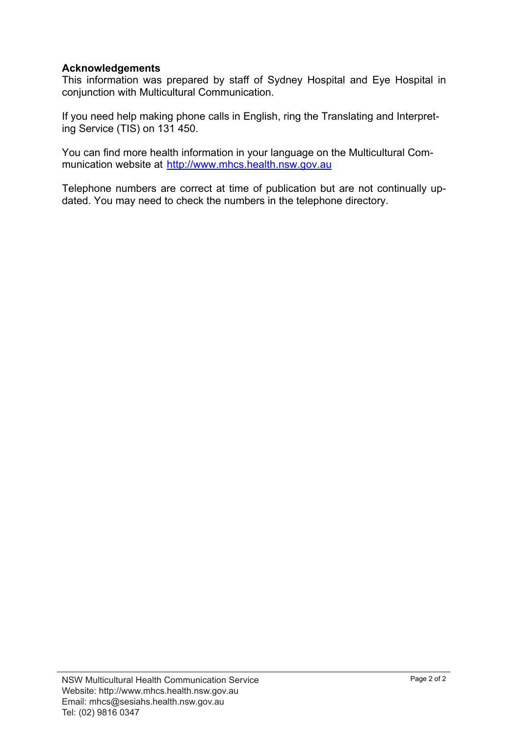**Acknowledgements**
This information was prepared by staff of Sydney Hospital and Eye Hospital in conjunction with Multicultural Communication.

If you need help making phone calls in English, ring the Translating and Interpreting Service (TIS) on 131 450.

You can find more health information in your language on the Multicultural Communication website at http://www.mhcs.health.nsw.gov.au

Telephone numbers are correct at time of publication but are not continually updated. You may need to check the numbers in the telephone directory.